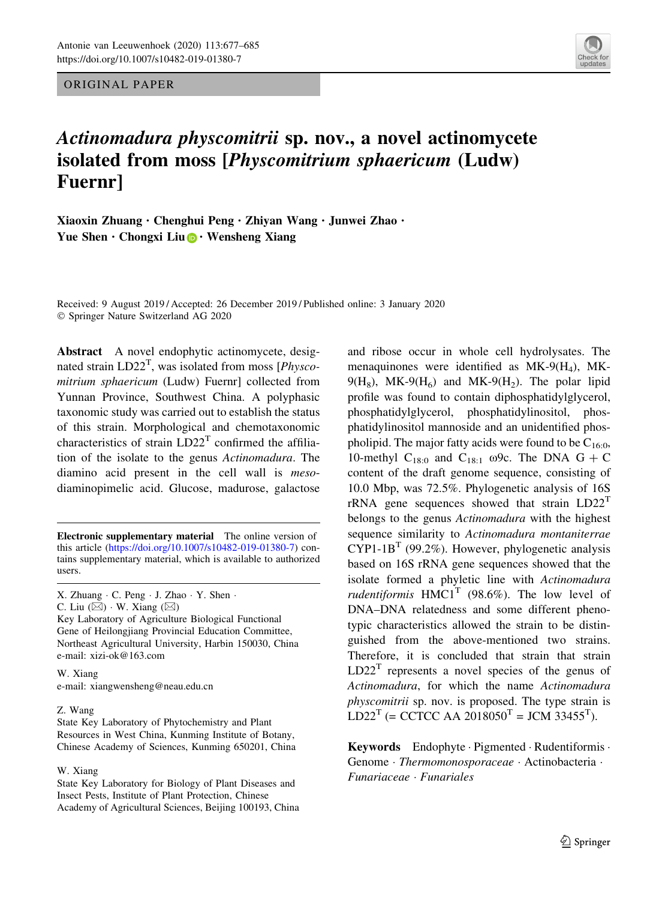ORIGINAL PAPER

# *Actinomadura physcomitrii* sp. nov., a novel actinomycete isolated from moss [*Physcomitrium sphaericum* (Ludw) Fuernr]

**Xiaoxin Zhuang · Chenghui Peng · Zhiyan Wang · Junwei Zhao · Yue Shen · Chongxi Liu · Wensheng Xiang**

Received: 9 August 2019 / Accepted: 26 December 2019 / Published online: 3 January 2020
© Springer Nature Switzerland AG 2020

**Abstract** A novel endophytic actinomycete, designated strain LD22$^T$, was isolated from moss [*Physcomitrium sphaericum* (Ludw) Fuernr] collected from Yunnan Province, Southwest China. A polyphasic taxonomic study was carried out to establish the status of this strain. Morphological and chemotaxonomic characteristics of strain LD22$^T$ confirmed the affiliation of the isolate to the genus *Actinomadura*. The diamino acid present in the cell wall is *meso*-diaminopimelic acid. Glucose, madurose, galactose and ribose occur in whole cell hydrolysates. The menaquinones were identified as MK-9($H_4$), MK-9($H_8$), MK-9($H_6$) and MK-9($H_2$). The polar lipid profile was found to contain diphosphatidylglycerol, phosphatidylglycerol, phosphatidylinositol, phosphatidylinositol mannoside and an unidentified phospholipid. The major fatty acids were found to be $C_{16:0}$, 10-methyl $C_{18:0}$ and $C_{18:1}$ ω9c. The DNA G + C content of the draft genome sequence, consisting of 10.0 Mbp, was 72.5%. Phylogenetic analysis of 16S rRNA gene sequences showed that strain LD22$^T$ belongs to the genus *Actinomadura* with the highest sequence similarity to *Actinomadura montaniterrae* CYP1-1B$^T$ (99.2%). However, phylogenetic analysis based on 16S rRNA gene sequences showed that the isolate formed a phyletic line with *Actinomadura rudentiformis* HMC1$^T$ (98.6%). The low level of DNA–DNA relatedness and some different phenotypic characteristics allowed the strain to be distinguished from the above-mentioned two strains. Therefore, it is concluded that strain that strain LD22$^T$ represents a novel species of the genus of *Actinomadura*, for which the name *Actinomadura physcomitrii* sp. nov. is proposed. The type strain is LD22$^T$ (= CCTCC AA 2018050$^T$ = JCM 33455$^T$).

**Keywords** Endophyte · Pigmented · Rudentiformis · Genome · *Thermomonosporaceae* · Actinobacteria · *Funariaceae* · *Funariales*

**Electronic supplementary material** The online version of this article (https://doi.org/10.1007/s10482-019-01380-7) contains supplementary material, which is available to authorized users.

X. Zhuang · C. Peng · J. Zhao · Y. Shen · C. Liu (✉) · W. Xiang (✉)
Key Laboratory of Agriculture Biological Functional Gene of Heilongjiang Provincial Education Committee, Northeast Agricultural University, Harbin 150030, China
e-mail: xizi-ok@163.com

W. Xiang
e-mail: xiangwensheng@neau.edu.cn

Z. Wang
State Key Laboratory of Phytochemistry and Plant Resources in West China, Kunming Institute of Botany, Chinese Academy of Sciences, Kunming 650201, China

W. Xiang
State Key Laboratory for Biology of Plant Diseases and Insect Pests, Institute of Plant Protection, Chinese Academy of Agricultural Sciences, Beijing 100193, China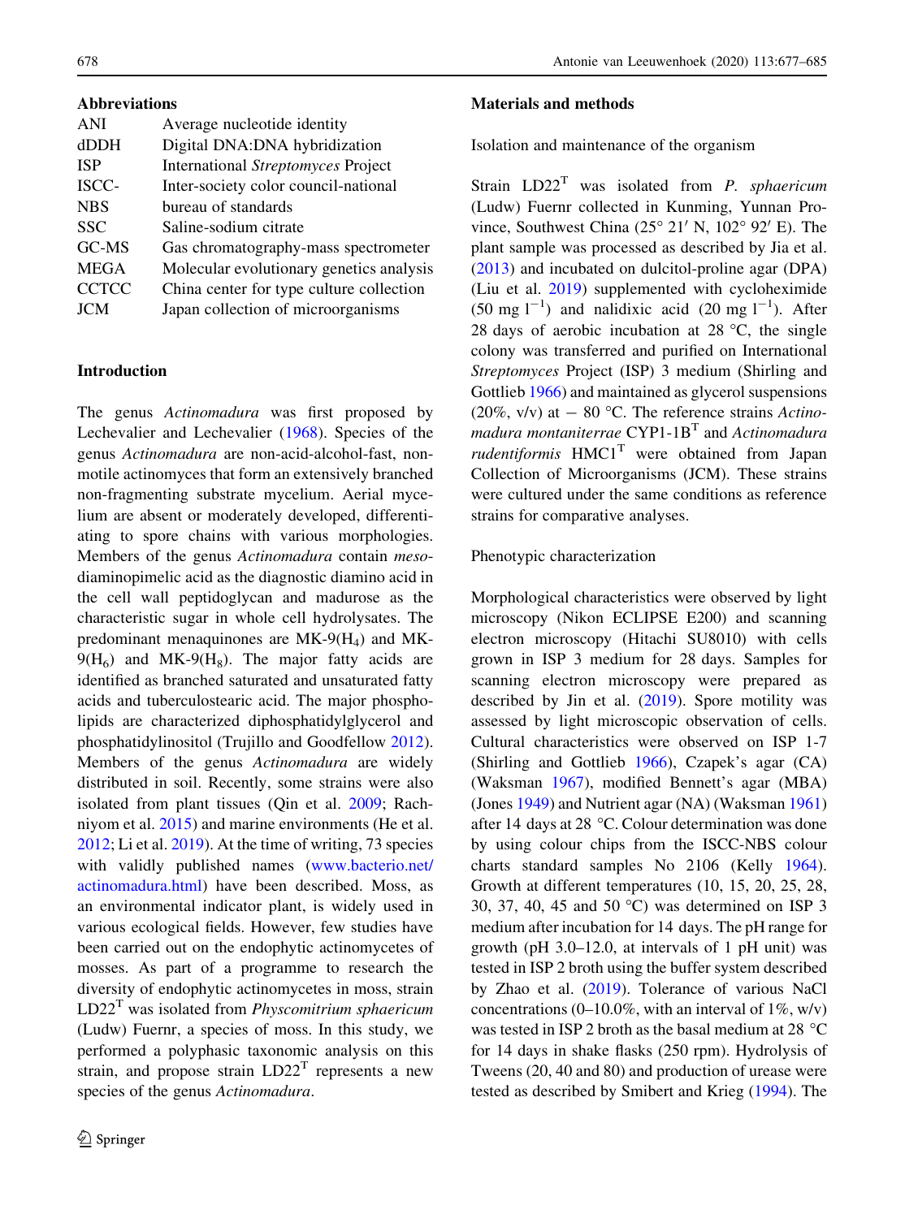**Abbreviations**

| | |
|---|---|
| ANI | Average nucleotide identity |
| dDDH | Digital DNA:DNA hybridization |
| ISP | International *Streptomyces* Project |
| ISCC-NBS | Inter-society color council-national bureau of standards |
| SSC | Saline-sodium citrate |
| GC-MS | Gas chromatography-mass spectrometer |
| MEGA | Molecular evolutionary genetics analysis |
| CCTCC | China center for type culture collection |
| JCM | Japan collection of microorganisms |

## Introduction

The genus *Actinomadura* was first proposed by Lechevalier and Lechevalier (1968). Species of the genus *Actinomadura* are non-acid-alcohol-fast, non-motile actinomyces that form an extensively branched non-fragmenting substrate mycelium. Aerial mycelium are absent or moderately developed, differentiating to spore chains with various morphologies. Members of the genus *Actinomadura* contain *meso*-diaminopimelic acid as the diagnostic diamino acid in the cell wall peptidoglycan and madurose as the characteristic sugar in whole cell hydrolysates. The predominant menaquinones are MK-9($H_4$) and MK-9($H_6$) and MK-9($H_8$). The major fatty acids are identified as branched saturated and unsaturated fatty acids and tuberculostearic acid. The major phospholipids are characterized diphosphatidylglycerol and phosphatidylinositol (Trujillo and Goodfellow 2012). Members of the genus *Actinomadura* are widely distributed in soil. Recently, some strains were also isolated from plant tissues (Qin et al. 2009; Rachniyom et al. 2015) and marine environments (He et al. 2012; Li et al. 2019). At the time of writing, 73 species with validly published names (www.bacterio.net/actinomadura.html) have been described. Moss, as an environmental indicator plant, is widely used in various ecological fields. However, few studies have been carried out on the endophytic actinomycetes of mosses. As part of a programme to research the diversity of endophytic actinomycetes in moss, strain LD22$^T$ was isolated from *Physcomitrium sphaericum* (Ludw) Fuernr, a species of moss. In this study, we performed a polyphasic taxonomic analysis on this strain, and propose strain LD22$^T$ represents a new species of the genus *Actinomadura*.

## Materials and methods

### Isolation and maintenance of the organism

Strain LD22$^T$ was isolated from *P. sphaericum* (Ludw) Fuernr collected in Kunming, Yunnan Province, Southwest China (25° 21′ N, 102° 92′ E). The plant sample was processed as described by Jia et al. (2013) and incubated on dulcitol-proline agar (DPA) (Liu et al. 2019) supplemented with cycloheximide (50 mg $l^{-1}$) and nalidixic acid (20 mg $l^{-1}$). After 28 days of aerobic incubation at 28 °C, the single colony was transferred and purified on International *Streptomyces* Project (ISP) 3 medium (Shirling and Gottlieb 1966) and maintained as glycerol suspensions (20%, v/v) at − 80 °C. The reference strains *Actinomadura montaniterrae* CYP1-1B$^T$ and *Actinomadura rudentiformis* HMC1$^T$ were obtained from Japan Collection of Microorganisms (JCM). These strains were cultured under the same conditions as reference strains for comparative analyses.

### Phenotypic characterization

Morphological characteristics were observed by light microscopy (Nikon ECLIPSE E200) and scanning electron microscopy (Hitachi SU8010) with cells grown in ISP 3 medium for 28 days. Samples for scanning electron microscopy were prepared as described by Jin et al. (2019). Spore motility was assessed by light microscopic observation of cells. Cultural characteristics were observed on ISP 1-7 (Shirling and Gottlieb 1966), Czapek's agar (CA) (Waksman 1967), modified Bennett's agar (MBA) (Jones 1949) and Nutrient agar (NA) (Waksman 1961) after 14 days at 28 °C. Colour determination was done by using colour chips from the ISCC-NBS colour charts standard samples No 2106 (Kelly 1964). Growth at different temperatures (10, 15, 20, 25, 28, 30, 37, 40, 45 and 50 °C) was determined on ISP 3 medium after incubation for 14 days. The pH range for growth (pH 3.0–12.0, at intervals of 1 pH unit) was tested in ISP 2 broth using the buffer system described by Zhao et al. (2019). Tolerance of various NaCl concentrations (0–10.0%, with an interval of 1%, w/v) was tested in ISP 2 broth as the basal medium at 28 °C for 14 days in shake flasks (250 rpm). Hydrolysis of Tweens (20, 40 and 80) and production of urease were tested as described by Smibert and Krieg (1994). The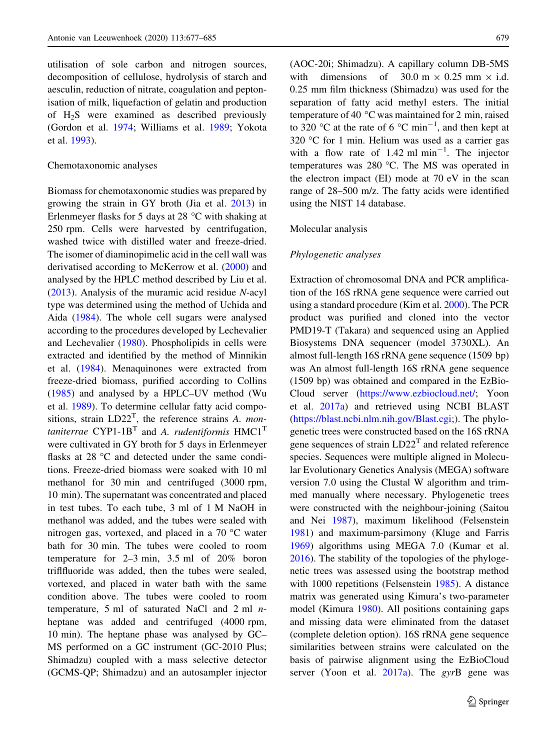utilisation of sole carbon and nitrogen sources, decomposition of cellulose, hydrolysis of starch and aesculin, reduction of nitrate, coagulation and peptonisation of milk, liquefaction of gelatin and production of $H_2S$ were examined as described previously (Gordon et al. 1974; Williams et al. 1989; Yokota et al. 1993).

Chemotaxonomic analyses

Biomass for chemotaxonomic studies was prepared by growing the strain in GY broth (Jia et al. 2013) in Erlenmeyer flasks for 5 days at 28 °C with shaking at 250 rpm. Cells were harvested by centrifugation, washed twice with distilled water and freeze-dried. The isomer of diaminopimelic acid in the cell wall was derivatised according to McKerrow et al. (2000) and analysed by the HPLC method described by Liu et al. (2013). Analysis of the muramic acid residue *N*-acyl type was determined using the method of Uchida and Aida (1984). The whole cell sugars were analysed according to the procedures developed by Lechevalier and Lechevalier (1980). Phospholipids in cells were extracted and identified by the method of Minnikin et al. (1984). Menaquinones were extracted from freeze-dried biomass, purified according to Collins (1985) and analysed by a HPLC–UV method (Wu et al. 1989). To determine cellular fatty acid compositions, strain LD22$^T$, the reference strains *A. montaniterrae* CYP1-1B$^T$ and *A. rudentiformis* HMC1$^T$ were cultivated in GY broth for 5 days in Erlenmeyer flasks at 28 °C and detected under the same conditions. Freeze-dried biomass were soaked with 10 ml methanol for 30 min and centrifuged (3000 rpm, 10 min). The supernatant was concentrated and placed in test tubes. To each tube, 3 ml of 1 M NaOH in methanol was added, and the tubes were sealed with nitrogen gas, vortexed, and placed in a 70 °C water bath for 30 min. The tubes were cooled to room temperature for 2–3 min, 3.5 ml of 20% boron trifluoride was added, then the tubes were sealed, vortexed, and placed in water bath with the same condition above. The tubes were cooled to room temperature, 5 ml of saturated NaCl and 2 ml *n*-heptane was added and centrifuged (4000 rpm, 10 min). The heptane phase was analysed by GC–MS performed on a GC instrument (GC-2010 Plus; Shimadzu) coupled with a mass selective detector (GCMS-QP; Shimadzu) and an autosampler injector (AOC-20i; Shimadzu). A capillary column DB-5MS with dimensions of 30.0 m × 0.25 mm × i.d. 0.25 mm film thickness (Shimadzu) was used for the separation of fatty acid methyl esters. The initial temperature of 40 °C was maintained for 2 min, raised to 320 °C at the rate of 6 °C min$^{-1}$, and then kept at 320 °C for 1 min. Helium was used as a carrier gas with a flow rate of 1.42 ml min$^{-1}$. The injector temperatures was 280 °C. The MS was operated in the electron impact (EI) mode at 70 eV in the scan range of 28–500 m/z. The fatty acids were identified using the NIST 14 database.

Molecular analysis

*Phylogenetic analyses*

Extraction of chromosomal DNA and PCR amplification of the 16S rRNA gene sequence were carried out using a standard procedure (Kim et al. 2000). The PCR product was purified and cloned into the vector PMD19-T (Takara) and sequenced using an Applied Biosystems DNA sequencer (model 3730XL). An almost full-length 16S rRNA gene sequence (1509 bp) was An almost full-length 16S rRNA gene sequence (1509 bp) was obtained and compared in the EzBioCloud server (https://www.ezbiocloud.net/; Yoon et al. 2017a) and retrieved using NCBI BLAST (https://blast.ncbi.nlm.nih.gov/Blast.cgi;). The phylogenetic trees were constructed based on the 16S rRNA gene sequences of strain LD22$^T$ and related reference species. Sequences were multiple aligned in Molecular Evolutionary Genetics Analysis (MEGA) software version 7.0 using the Clustal W algorithm and trimmed manually where necessary. Phylogenetic trees were constructed with the neighbour-joining (Saitou and Nei 1987), maximum likelihood (Felsenstein 1981) and maximum-parsimony (Kluge and Farris 1969) algorithms using MEGA 7.0 (Kumar et al. 2016). The stability of the topologies of the phylogenetic trees was assessed using the bootstrap method with 1000 repetitions (Felsenstein 1985). A distance matrix was generated using Kimura's two-parameter model (Kimura 1980). All positions containing gaps and missing data were eliminated from the dataset (complete deletion option). 16S rRNA gene sequence similarities between strains were calculated on the basis of pairwise alignment using the EzBioCloud server (Yoon et al. 2017a). The *gyr*B gene was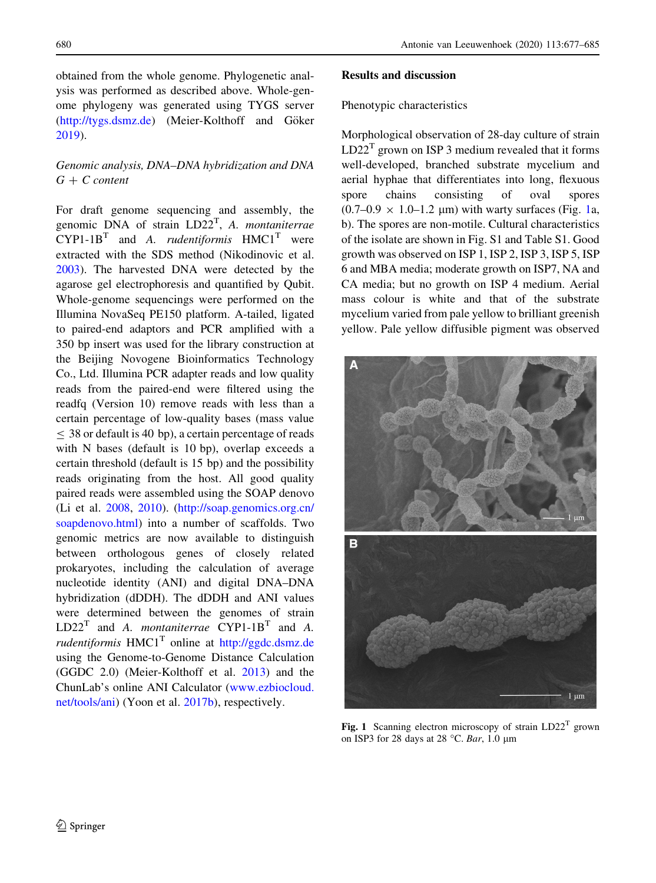obtained from the whole genome. Phylogenetic analysis was performed as described above. Whole-genome phylogeny was generated using TYGS server (http://tygs.dsmz.de) (Meier-Kolthoff and Göker 2019).

### *Genomic analysis, DNA–DNA hybridization and DNA G + C content*

For draft genome sequencing and assembly, the genomic DNA of strain LD22$^T$, *A. montaniterrae* CYP1-1B$^T$ and *A. rudentiformis* HMC1$^T$ were extracted with the SDS method (Nikodinovic et al. 2003). The harvested DNA were detected by the agarose gel electrophoresis and quantified by Qubit. Whole-genome sequencings were performed on the Illumina NovaSeq PE150 platform. A-tailed, ligated to paired-end adaptors and PCR amplified with a 350 bp insert was used for the library construction at the Beijing Novogene Bioinformatics Technology Co., Ltd. Illumina PCR adapter reads and low quality reads from the paired-end were filtered using the readfq (Version 10) remove reads with less than a certain percentage of low-quality bases (mass value $\leq$ 38 or default is 40 bp), a certain percentage of reads with N bases (default is 10 bp), overlap exceeds a certain threshold (default is 15 bp) and the possibility reads originating from the host. All good quality paired reads were assembled using the SOAP denovo (Li et al. 2008, 2010). (http://soap.genomics.org.cn/soapdenovo.html) into a number of scaffolds. Two genomic metrics are now available to distinguish between orthologous genes of closely related prokaryotes, including the calculation of average nucleotide identity (ANI) and digital DNA–DNA hybridization (dDDH). The dDDH and ANI values were determined between the genomes of strain LD22$^T$ and *A. montaniterrae* CYP1-1B$^T$ and *A. rudentiformis* HMC1$^T$ online at http://ggdc.dsmz.de using the Genome-to-Genome Distance Calculation (GGDC 2.0) (Meier-Kolthoff et al. 2013) and the ChunLab's online ANI Calculator (www.ezbiocloud.net/tools/ani) (Yoon et al. 2017b), respectively.

## Results and discussion

### Phenotypic characteristics

Morphological observation of 28-day culture of strain LD22$^T$ grown on ISP 3 medium revealed that it forms well-developed, branched substrate mycelium and aerial hyphae that differentiates into long, flexuous spore chains consisting of oval spores (0.7–0.9 $\times$ 1.0–1.2 µm) with warty surfaces (Fig. 1a, b). The spores are non-motile. Cultural characteristics of the isolate are shown in Fig. S1 and Table S1. Good growth was observed on ISP 1, ISP 2, ISP 3, ISP 5, ISP 6 and MBA media; moderate growth on ISP7, NA and CA media; but no growth on ISP 4 medium. Aerial mass colour is white and that of the substrate mycelium varied from pale yellow to brilliant greenish yellow. Pale yellow diffusible pigment was observed

**Fig. 1** Scanning electron microscopy of strain LD22$^T$ grown on ISP3 for 28 days at 28 °C. *Bar*, 1.0 µm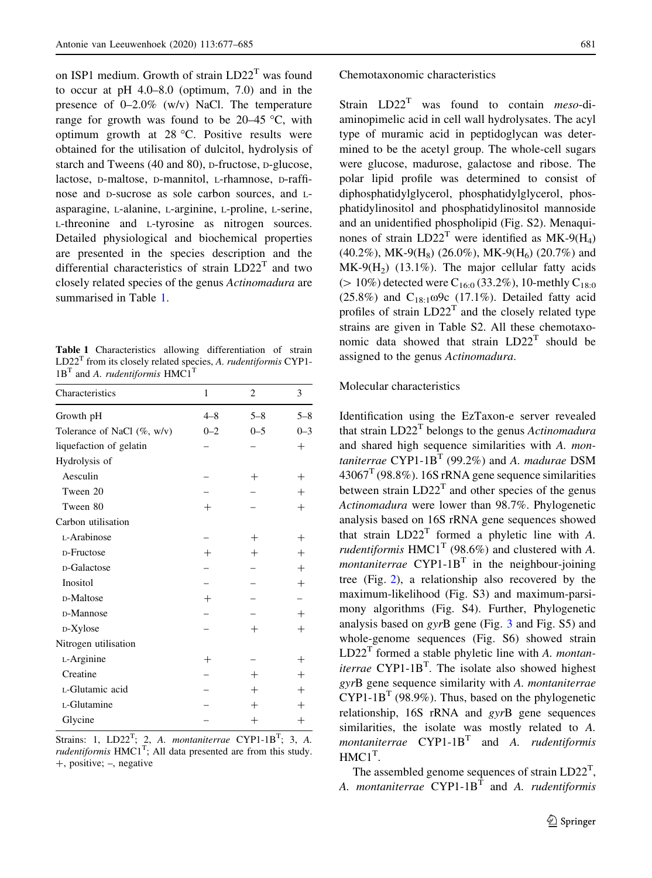on ISP1 medium. Growth of strain LD22$^T$ was found to occur at pH 4.0–8.0 (optimum, 7.0) and in the presence of 0–2.0% (w/v) NaCl. The temperature range for growth was found to be 20–45 °C, with optimum growth at 28 °C. Positive results were obtained for the utilisation of dulcitol, hydrolysis of starch and Tweens (40 and 80), D-fructose, D-glucose, lactose, D-maltose, D-mannitol, L-rhamnose, D-raffinose and D-sucrose as sole carbon sources, and L-asparagine, L-alanine, L-arginine, L-proline, L-serine, L-threonine and L-tyrosine as nitrogen sources. Detailed physiological and biochemical properties are presented in the species description and the differential characteristics of strain LD22$^T$ and two closely related species of the genus *Actinomadura* are summarised in Table 1.

**Table 1** Characteristics allowing differentiation of strain LD22$^T$ from its closely related species, *A. rudentiformis* CYP1-1B$^T$ and *A. rudentiformis* HMC1$^T$

| Characteristics | 1 | 2 | 3 |
|---|---|---|---|
| Growth pH | 4–8 | 5–8 | 5–8 |
| Tolerance of NaCl (%, w/v) | 0–2 | 0–5 | 0–3 |
| liquefaction of gelatin | – | – | + |
| Hydrolysis of | | | |
| Aesculin | – | + | + |
| Tween 20 | – | – | + |
| Tween 80 | + | – | + |
| Carbon utilisation | | | |
| L-Arabinose | – | + | + |
| D-Fructose | + | + | + |
| D-Galactose | – | – | + |
| Inositol | – | – | + |
| D-Maltose | + | – | – |
| D-Mannose | – | – | + |
| D-Xylose | – | + | + |
| Nitrogen utilisation | | | |
| L-Arginine | + | – | + |
| Creatine | – | + | + |
| L-Glutamic acid | – | + | + |
| L-Glutamine | – | + | + |
| Glycine | – | + | + |

Strains: 1, LD22$^T$; 2, *A. montaniterrae* CYP1-1B$^T$; 3, *A. rudentiformis* HMC1$^T$; All data presented are from this study. +, positive; –, negative

## Chemotaxonomic characteristics

Strain LD22$^T$ was found to contain *meso*-diaminopimelic acid in cell wall hydrolysates. The acyl type of muramic acid in peptidoglycan was determined to be the acetyl group. The whole-cell sugars were glucose, madurose, galactose and ribose. The polar lipid profile was determined to consist of diphosphatidylglycerol, phosphatidylglycerol, phosphatidylinositol and phosphatidylinositol mannoside and an unidentified phospholipid (Fig. S2). Menaquinones of strain LD22$^T$ were identified as MK-9($H_4$) (40.2%), MK-9($H_8$) (26.0%), MK-9($H_6$) (20.7%) and MK-9($H_2$) (13.1%). The major cellular fatty acids (> 10%) detected were $C_{16:0}$ (33.2%), 10-methly $C_{18:0}$ (25.8%) and $C_{18:1}\omega9c$ (17.1%). Detailed fatty acid profiles of strain LD22$^T$ and the closely related type strains are given in Table S2. All these chemotaxonomic data showed that strain LD22$^T$ should be assigned to the genus *Actinomadura*.

## Molecular characteristics

Identification using the EzTaxon-e server revealed that strain LD22$^T$ belongs to the genus *Actinomadura* and shared high sequence similarities with *A. montaniterrae* CYP1-1B$^T$ (99.2%) and *A. madurae* DSM 43067$^T$ (98.8%). 16S rRNA gene sequence similarities between strain LD22$^T$ and other species of the genus *Actinomadura* were lower than 98.7%. Phylogenetic analysis based on 16S rRNA gene sequences showed that strain LD22$^T$ formed a phyletic line with *A. rudentiformis* HMC1$^T$ (98.6%) and clustered with *A. montaniterrae* CYP1-1B$^T$ in the neighbour-joining tree (Fig. 2), a relationship also recovered by the maximum-likelihood (Fig. S3) and maximum-parsimony algorithms (Fig. S4). Further, Phylogenetic analysis based on *gyr*B gene (Fig. 3 and Fig. S5) and whole-genome sequences (Fig. S6) showed strain LD22$^T$ formed a stable phyletic line with *A. montaniterrae* CYP1-1B$^T$. The isolate also showed highest *gyr*B gene sequence similarity with *A. montaniterrae* CYP1-1B$^T$ (98.9%). Thus, based on the phylogenetic relationship, 16S rRNA and *gyr*B gene sequences similarities, the isolate was mostly related to *A. montaniterrae* CYP1-1B$^T$ and *A. rudentiformis* HMC1$^T$.

The assembled genome sequences of strain LD22$^T$, *A. montaniterrae* CYP1-1B$^T$ and *A. rudentiformis*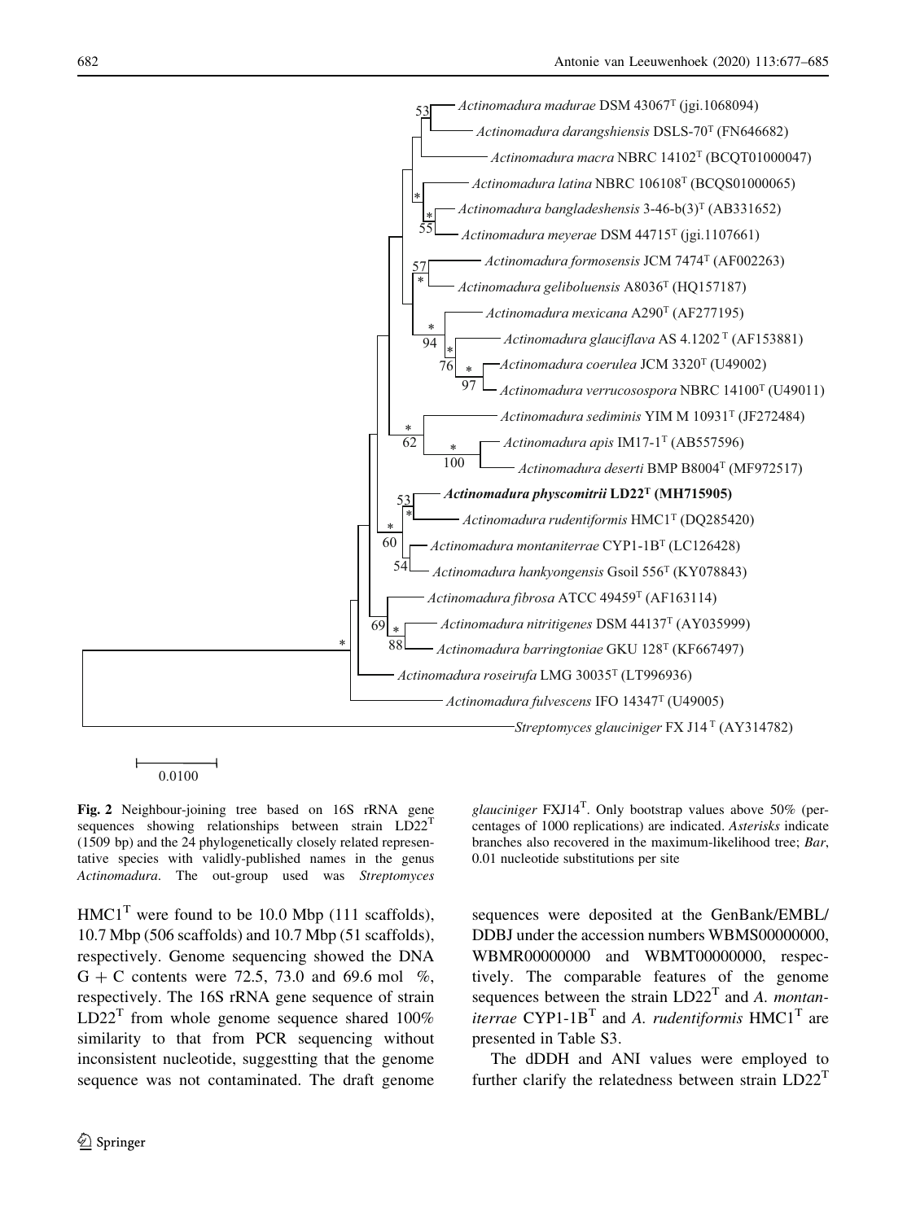**Fig. 2** Neighbour-joining tree based on 16S rRNA gene sequences showing relationships between strain LD22$^T$ (1509 bp) and the 24 phylogenetically closely related representative species with validly-published names in the genus *Actinomadura*. The out-group used was *Streptomyces glauciniger* FXJ14$^T$. Only bootstrap values above 50% (percentages of 1000 replications) are indicated. *Asterisks* indicate branches also recovered in the maximum-likelihood tree; *Bar*, 0.01 nucleotide substitutions per site

HMC1$^T$ were found to be 10.0 Mbp (111 scaffolds), 10.7 Mbp (506 scaffolds) and 10.7 Mbp (51 scaffolds), respectively. Genome sequencing showed the DNA G + C contents were 72.5, 73.0 and 69.6 mol %, respectively. The 16S rRNA gene sequence of strain LD22$^T$ from whole genome sequence shared 100% similarity to that from PCR sequencing without inconsistent nucleotide, suggestting that the genome sequence was not contaminated. The draft genome sequences were deposited at the GenBank/EMBL/DDBJ under the accession numbers WBMS00000000, WBMR00000000 and WBMT00000000, respectively. The comparable features of the genome sequences between the strain LD22$^T$ and *A. montaniterrae* CYP1-1B$^T$ and *A. rudentiformis* HMC1$^T$ are presented in Table S3.

The dDDH and ANI values were employed to further clarify the relatedness between strain LD22$^T$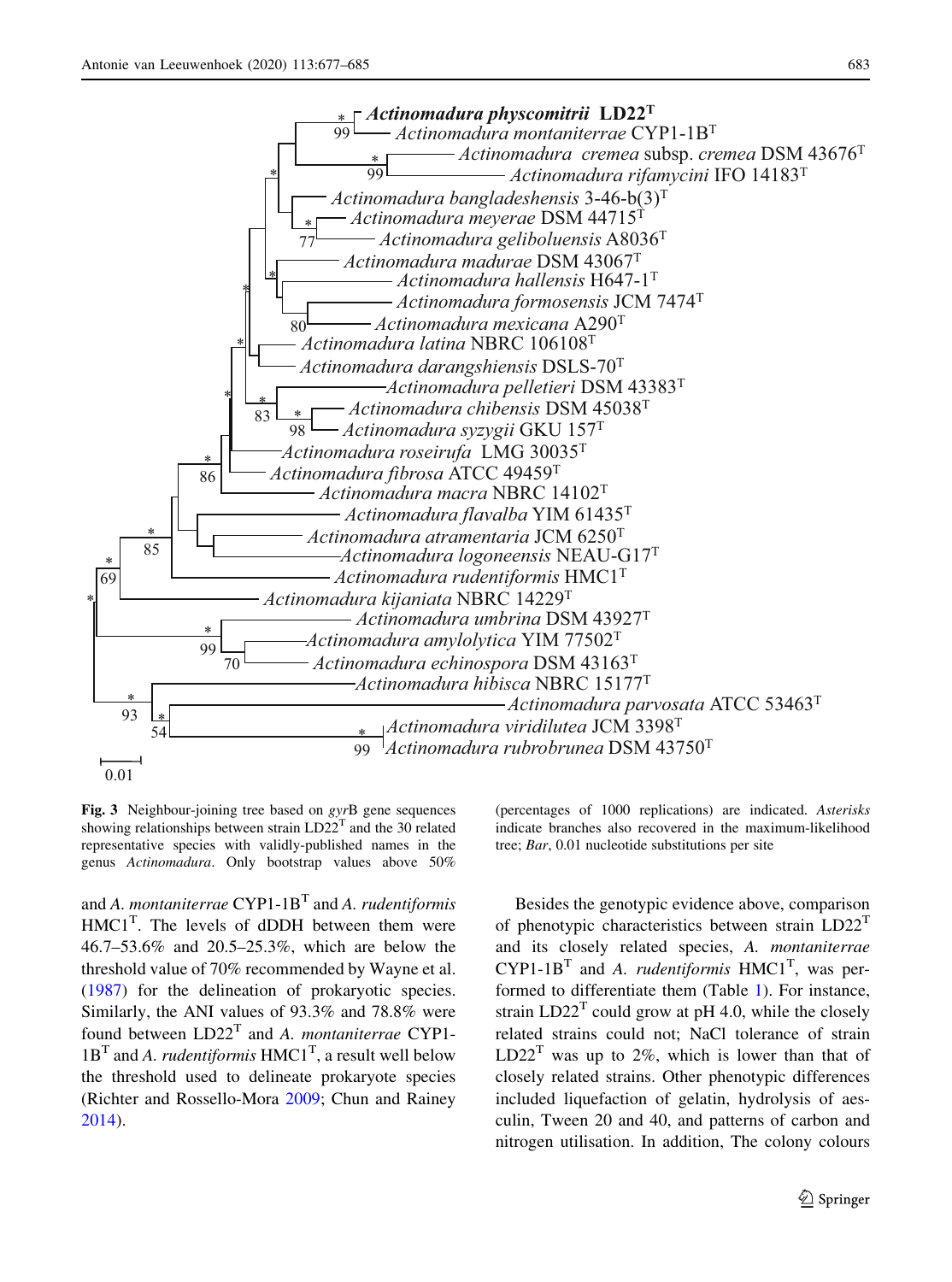**Fig. 3** Neighbour-joining tree based on *gyr*B gene sequences showing relationships between strain LD22$^T$ and the 30 related representative species with validly-published names in the genus *Actinomadura*. Only bootstrap values above 50% (percentages of 1000 replications) are indicated. *Asterisks* indicate branches also recovered in the maximum-likelihood tree; *Bar*, 0.01 nucleotide substitutions per site

and *A. montaniterrae* CYP1-1B$^T$ and *A. rudentiformis* HMC1$^T$. The levels of dDDH between them were 46.7–53.6% and 20.5–25.3%, which are below the threshold value of 70% recommended by Wayne et al. (1987) for the delineation of prokaryotic species. Similarly, the ANI values of 93.3% and 78.8% were found between LD22$^T$ and *A. montaniterrae* CYP1-1B$^T$ and *A. rudentiformis* HMC1$^T$, a result well below the threshold used to delineate prokaryote species (Richter and Rossello-Mora 2009; Chun and Rainey 2014).

Besides the genotypic evidence above, comparison of phenotypic characteristics between strain LD22$^T$ and its closely related species, *A. montaniterrae* CYP1-1B$^T$ and *A. rudentiformis* HMC1$^T$, was performed to differentiate them (Table 1). For instance, strain LD22$^T$ could grow at pH 4.0, while the closely related strains could not; NaCl tolerance of strain LD22$^T$ was up to 2%, which is lower than that of closely related strains. Other phenotypic differences included liquefaction of gelatin, hydrolysis of aesculin, Tween 20 and 40, and patterns of carbon and nitrogen utilisation. In addition, The colony colours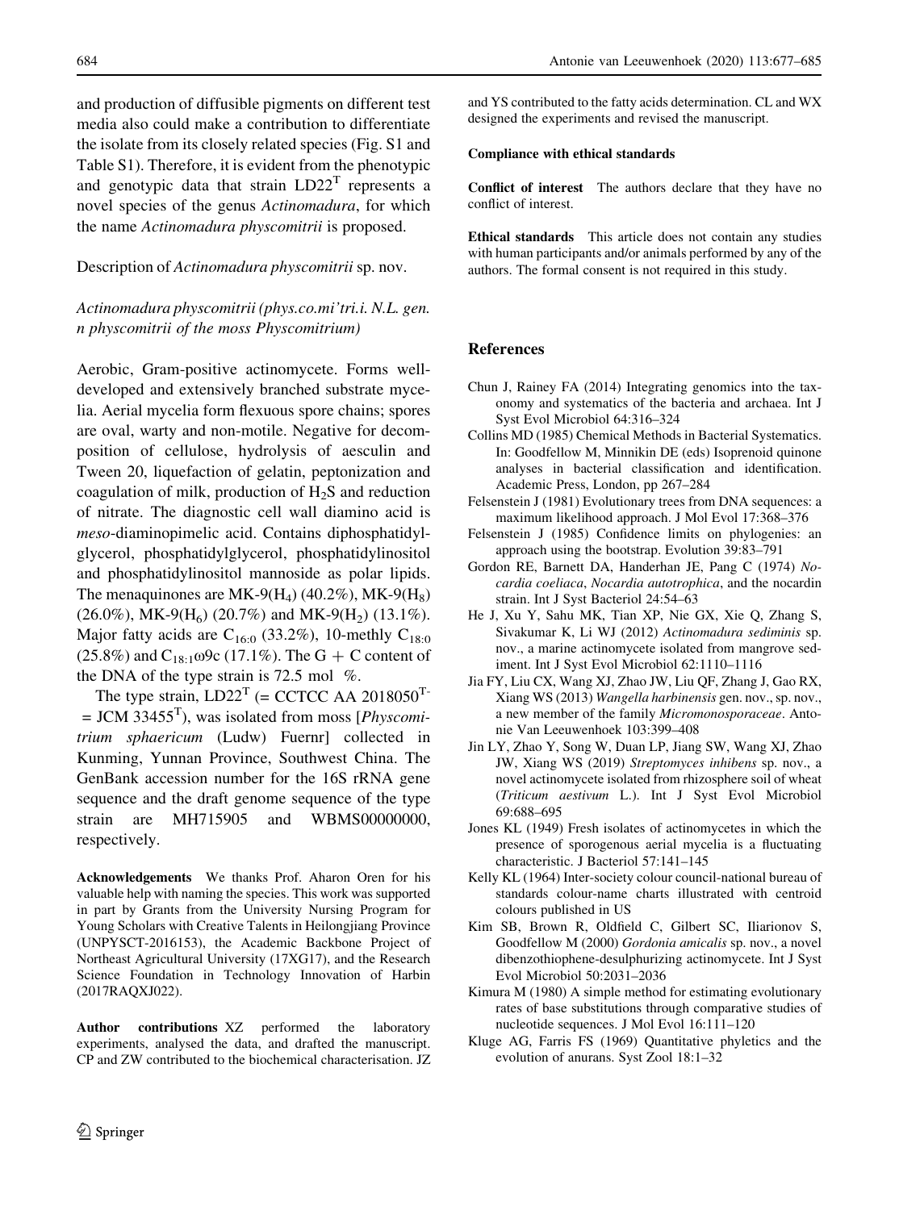and production of diffusible pigments on different test media also could make a contribution to differentiate the isolate from its closely related species (Fig. S1 and Table S1). Therefore, it is evident from the phenotypic and genotypic data that strain $LD22^T$ represents a novel species of the genus *Actinomadura*, for which the name *Actinomadura physcomitrii* is proposed.

Description of *Actinomadura physcomitrii* sp. nov.

*Actinomadura physcomitrii (phys.co.mi'tri.i. N.L. gen. n physcomitrii of the moss Physcomitrium)*

Aerobic, Gram-positive actinomycete. Forms well-developed and extensively branched substrate mycelia. Aerial mycelia form flexuous spore chains; spores are oval, warty and non-motile. Negative for decomposition of cellulose, hydrolysis of aesculin and Tween 20, liquefaction of gelatin, peptonization and coagulation of milk, production of $H_2S$ and reduction of nitrate. The diagnostic cell wall diamino acid is *meso*-diaminopimelic acid. Contains diphosphatidylglycerol, phosphatidylglycerol, phosphatidylinositol and phosphatidylinositol mannoside as polar lipids. The menaquinones are MK-9($H_4$) (40.2%), MK-9($H_8$) (26.0%), MK-9($H_6$) (20.7%) and MK-9($H_2$) (13.1%). Major fatty acids are $C_{16:0}$ (33.2%), 10-methly $C_{18:0}$ (25.8%) and $C_{18:1}\omega9c$ (17.1%). The G + C content of the DNA of the type strain is 72.5 mol %.

The type strain, $LD22^T$ (= CCTCC AA $2018050^T$ = JCM $33455^T$), was isolated from moss [*Physcomitrium sphaericum* (Ludw) Fuernr] collected in Kunming, Yunnan Province, Southwest China. The GenBank accession number for the 16S rRNA gene sequence and the draft genome sequence of the type strain are MH715905 and WBMS00000000, respectively.

**Acknowledgements** We thanks Prof. Aharon Oren for his valuable help with naming the species. This work was supported in part by Grants from the University Nursing Program for Young Scholars with Creative Talents in Heilongjiang Province (UNPYSCT-2016153), the Academic Backbone Project of Northeast Agricultural University (17XG17), and the Research Science Foundation in Technology Innovation of Harbin (2017RAQXJ022).

**Author contributions** XZ performed the laboratory experiments, analysed the data, and drafted the manuscript. CP and ZW contributed to the biochemical characterisation. JZ and YS contributed to the fatty acids determination. CL and WX designed the experiments and revised the manuscript.

**Compliance with ethical standards**

**Conflict of interest** The authors declare that they have no conflict of interest.

**Ethical standards** This article does not contain any studies with human participants and/or animals performed by any of the authors. The formal consent is not required in this study.

## References

Chun J, Rainey FA (2014) Integrating genomics into the taxonomy and systematics of the bacteria and archaea. Int J Syst Evol Microbiol 64:316–324

Collins MD (1985) Chemical Methods in Bacterial Systematics. In: Goodfellow M, Minnikin DE (eds) Isoprenoid quinone analyses in bacterial classification and identification. Academic Press, London, pp 267–284

Felsenstein J (1981) Evolutionary trees from DNA sequences: a maximum likelihood approach. J Mol Evol 17:368–376

Felsenstein J (1985) Confidence limits on phylogenies: an approach using the bootstrap. Evolution 39:83–791

Gordon RE, Barnett DA, Handerhan JE, Pang C (1974) *Nocardia coeliaca*, *Nocardia autotrophica*, and the nocardin strain. Int J Syst Bacteriol 24:54–63

He J, Xu Y, Sahu MK, Tian XP, Nie GX, Xie Q, Zhang S, Sivakumar K, Li WJ (2012) *Actinomadura sediminis* sp. nov., a marine actinomycete isolated from mangrove sediment. Int J Syst Evol Microbiol 62:1110–1116

Jia FY, Liu CX, Wang XJ, Zhao JW, Liu QF, Zhang J, Gao RX, Xiang WS (2013) *Wangella harbinensis* gen. nov., sp. nov., a new member of the family *Micromonosporaceae*. Antonie Van Leeuwenhoek 103:399–408

Jin LY, Zhao Y, Song W, Duan LP, Jiang SW, Wang XJ, Zhao JW, Xiang WS (2019) *Streptomyces inhibens* sp. nov., a novel actinomycete isolated from rhizosphere soil of wheat (*Triticum aestivum* L.). Int J Syst Evol Microbiol 69:688–695

Jones KL (1949) Fresh isolates of actinomycetes in which the presence of sporogenous aerial mycelia is a fluctuating characteristic. J Bacteriol 57:141–145

Kelly KL (1964) Inter-society colour council-national bureau of standards colour-name charts illustrated with centroid colours published in US

Kim SB, Brown R, Oldfield C, Gilbert SC, Iliarionov S, Goodfellow M (2000) *Gordonia amicalis* sp. nov., a novel dibenzothiophene-desulphurizing actinomycete. Int J Syst Evol Microbiol 50:2031–2036

Kimura M (1980) A simple method for estimating evolutionary rates of base substitutions through comparative studies of nucleotide sequences. J Mol Evol 16:111–120

Kluge AG, Farris FS (1969) Quantitative phyletics and the evolution of anurans. Syst Zool 18:1–32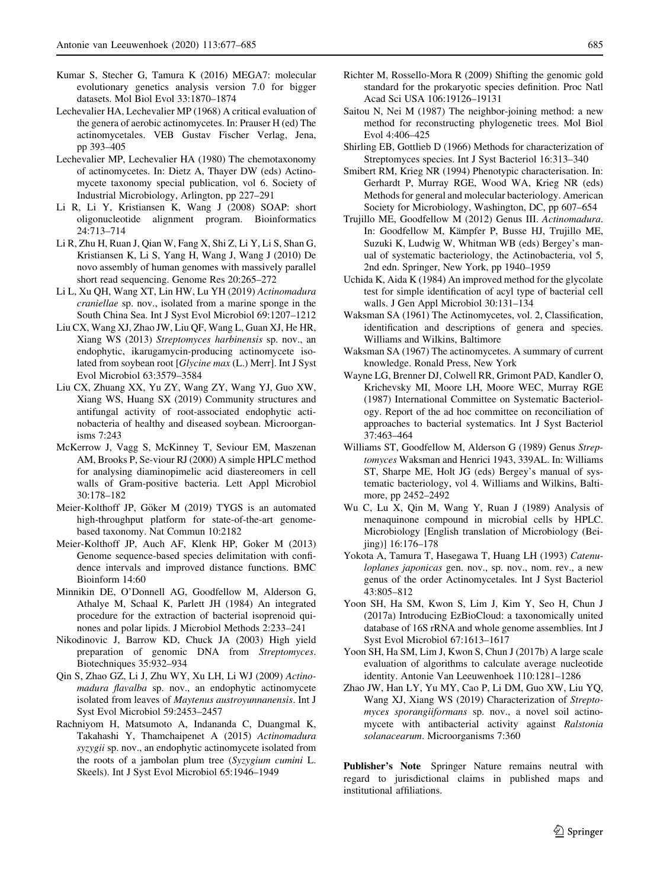Kumar S, Stecher G, Tamura K (2016) MEGA7: molecular evolutionary genetics analysis version 7.0 for bigger datasets. Mol Biol Evol 33:1870–1874

Lechevalier HA, Lechevalier MP (1968) A critical evaluation of the genera of aerobic actinomycetes. In: Prauser H (ed) The actinomycetales. VEB Gustav Fischer Verlag, Jena, pp 393–405

Lechevalier MP, Lechevalier HA (1980) The chemotaxonomy of actinomycetes. In: Dietz A, Thayer DW (eds) Actinomycete taxonomy special publication, vol 6. Society of Industrial Microbiology, Arlington, pp 227–291

Li R, Li Y, Kristiansen K, Wang J (2008) SOAP: short oligonucleotide alignment program. Bioinformatics 24:713–714

Li R, Zhu H, Ruan J, Qian W, Fang X, Shi Z, Li Y, Li S, Shan G, Kristiansen K, Li S, Yang H, Wang J, Wang J (2010) De novo assembly of human genomes with massively parallel short read sequencing. Genome Res 20:265–272

Li L, Xu QH, Wang XT, Lin HW, Lu YH (2019) *Actinomadura craniellae* sp. nov., isolated from a marine sponge in the South China Sea. Int J Syst Evol Microbiol 69:1207–1212

Liu CX, Wang XJ, Zhao JW, Liu QF, Wang L, Guan XJ, He HR, Xiang WS (2013) *Streptomyces harbinensis* sp. nov., an endophytic, ikarugamycin-producing actinomycete isolated from soybean root [*Glycine max* (L.) Merr]. Int J Syst Evol Microbiol 63:3579–3584

Liu CX, Zhuang XX, Yu ZY, Wang ZY, Wang YJ, Guo XW, Xiang WS, Huang SX (2019) Community structures and antifungal activity of root-associated endophytic actinobacteria of healthy and diseased soybean. Microorganisms 7:243

McKerrow J, Vagg S, McKinney T, Seviour EM, Maszenan AM, Brooks P, Se-viour RJ (2000) A simple HPLC method for analysing diaminopimelic acid diastereomers in cell walls of Gram-positive bacteria. Lett Appl Microbiol 30:178–182

Meier-Kolthoff JP, Göker M (2019) TYGS is an automated high-throughput platform for state-of-the-art genome-based taxonomy. Nat Commun 10:2182

Meier-Kolthoff JP, Auch AF, Klenk HP, Goker M (2013) Genome sequence-based species delimitation with confidence intervals and improved distance functions. BMC Bioinform 14:60

Minnikin DE, O'Donnell AG, Goodfellow M, Alderson G, Athalye M, Schaal K, Parlett JH (1984) An integrated procedure for the extraction of bacterial isoprenoid quinones and polar lipids. J Microbiol Methods 2:233–241

Nikodinovic J, Barrow KD, Chuck JA (2003) High yield preparation of genomic DNA from *Streptomyces*. Biotechniques 35:932–934

Qin S, Zhao GZ, Li J, Zhu WY, Xu LH, Li WJ (2009) *Actinomadura flavalba* sp. nov., an endophytic actinomycete isolated from leaves of *Maytenus austroyunnanensis*. Int J Syst Evol Microbiol 59:2453–2457

Rachniyom H, Matsumoto A, Indananda C, Duangmal K, Takahashi Y, Thamchaipenet A (2015) *Actinomadura syzygii* sp. nov., an endophytic actinomycete isolated from the roots of a jambolan plum tree (*Syzygium cumini* L. Skeels). Int J Syst Evol Microbiol 65:1946–1949

Richter M, Rossello-Mora R (2009) Shifting the genomic gold standard for the prokaryotic species definition. Proc Natl Acad Sci USA 106:19126–19131

Saitou N, Nei M (1987) The neighbor-joining method: a new method for reconstructing phylogenetic trees. Mol Biol Evol 4:406–425

Shirling EB, Gottlieb D (1966) Methods for characterization of Streptomyces species. Int J Syst Bacteriol 16:313–340

Smibert RM, Krieg NR (1994) Phenotypic characterisation. In: Gerhardt P, Murray RGE, Wood WA, Krieg NR (eds) Methods for general and molecular bacteriology. American Society for Microbiology, Washington, DC, pp 607–654

Trujillo ME, Goodfellow M (2012) Genus III. *Actinomadura*. In: Goodfellow M, Kämpfer P, Busse HJ, Trujillo ME, Suzuki K, Ludwig W, Whitman WB (eds) Bergey's manual of systematic bacteriology, the Actinobacteria, vol 5, 2nd edn. Springer, New York, pp 1940–1959

Uchida K, Aida K (1984) An improved method for the glycolate test for simple identification of acyl type of bacterial cell walls. J Gen Appl Microbiol 30:131–134

Waksman SA (1961) The Actinomycetes, vol. 2, Classification, identification and descriptions of genera and species. Williams and Wilkins, Baltimore

Waksman SA (1967) The actinomycetes. A summary of current knowledge. Ronald Press, New York

Wayne LG, Brenner DJ, Colwell RR, Grimont PAD, Kandler O, Krichevsky MI, Moore LH, Moore WEC, Murray RGE (1987) International Committee on Systematic Bacteriology. Report of the ad hoc committee on reconciliation of approaches to bacterial systematics. Int J Syst Bacteriol 37:463–464

Williams ST, Goodfellow M, Alderson G (1989) Genus *Streptomyces* Waksman and Henrici 1943, 339AL. In: Williams ST, Sharpe ME, Holt JG (eds) Bergey's manual of systematic bacteriology, vol 4. Williams and Wilkins, Baltimore, pp 2452–2492

Wu C, Lu X, Qin M, Wang Y, Ruan J (1989) Analysis of menaquinone compound in microbial cells by HPLC. Microbiology [English translation of Microbiology (Beijing)] 16:176–178

Yokota A, Tamura T, Hasegawa T, Huang LH (1993) *Catenuloplanes japonicas* gen. nov., sp. nov., nom. rev., a new genus of the order Actinomycetales. Int J Syst Bacteriol 43:805–812

Yoon SH, Ha SM, Kwon S, Lim J, Kim Y, Seo H, Chun J (2017a) Introducing EzBioCloud: a taxonomically united database of 16S rRNA and whole genome assemblies. Int J Syst Evol Microbiol 67:1613–1617

Yoon SH, Ha SM, Lim J, Kwon S, Chun J (2017b) A large scale evaluation of algorithms to calculate average nucleotide identity. Antonie Van Leeuwenhoek 110:1281–1286

Zhao JW, Han LY, Yu MY, Cao P, Li DM, Guo XW, Liu YQ, Wang XJ, Xiang WS (2019) Characterization of *Streptomyces sporangiiformans* sp. nov., a novel soil actinomycete with antibacterial activity against *Ralstonia solanacearum*. Microorganisms 7:360

**Publisher's Note** Springer Nature remains neutral with regard to jurisdictional claims in published maps and institutional affiliations.